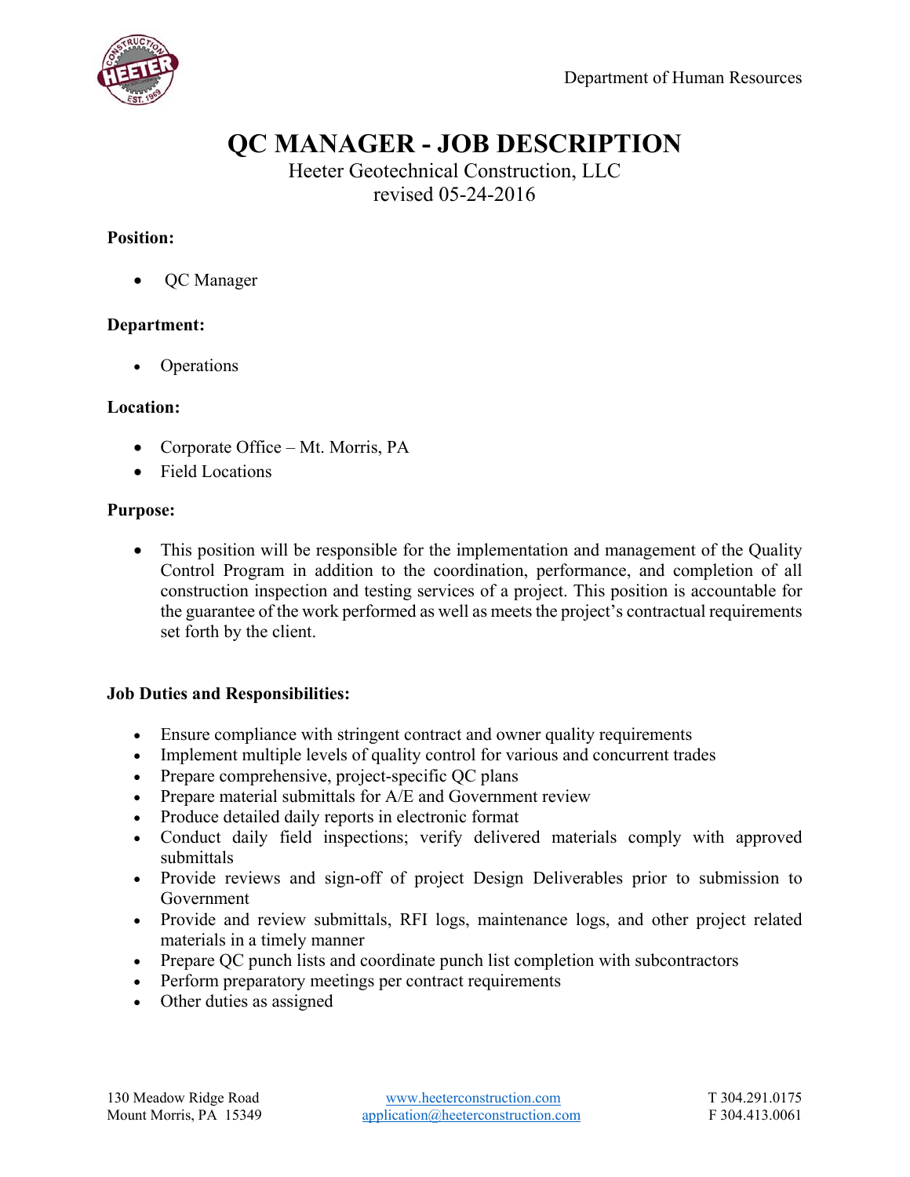Department of Human Resources

# QC MANAGER - JOB DESCRIPTION

Heeter Geotechnical Construction, LLC
revised 05-24-2016

**Position:**

- QC Manager

**Department:**

- Operations

**Location:**

- Corporate Office – Mt. Morris, PA
- Field Locations

**Purpose:**

- This position will be responsible for the implementation and management of the Quality Control Program in addition to the coordination, performance, and completion of all construction inspection and testing services of a project. This position is accountable for the guarantee of the work performed as well as meets the project's contractual requirements set forth by the client.

**Job Duties and Responsibilities:**

- Ensure compliance with stringent contract and owner quality requirements
- Implement multiple levels of quality control for various and concurrent trades
- Prepare comprehensive, project-specific QC plans
- Prepare material submittals for A/E and Government review
- Produce detailed daily reports in electronic format
- Conduct daily field inspections; verify delivered materials comply with approved submittals
- Provide reviews and sign-off of project Design Deliverables prior to submission to Government
- Provide and review submittals, RFI logs, maintenance logs, and other project related materials in a timely manner
- Prepare QC punch lists and coordinate punch list completion with subcontractors
- Perform preparatory meetings per contract requirements
- Other duties as assigned

130 Meadow Ridge Road
Mount Morris, PA 15349

www.heeterconstruction.com
application@heeterconstruction.com

T 304.291.0175
F 304.413.0061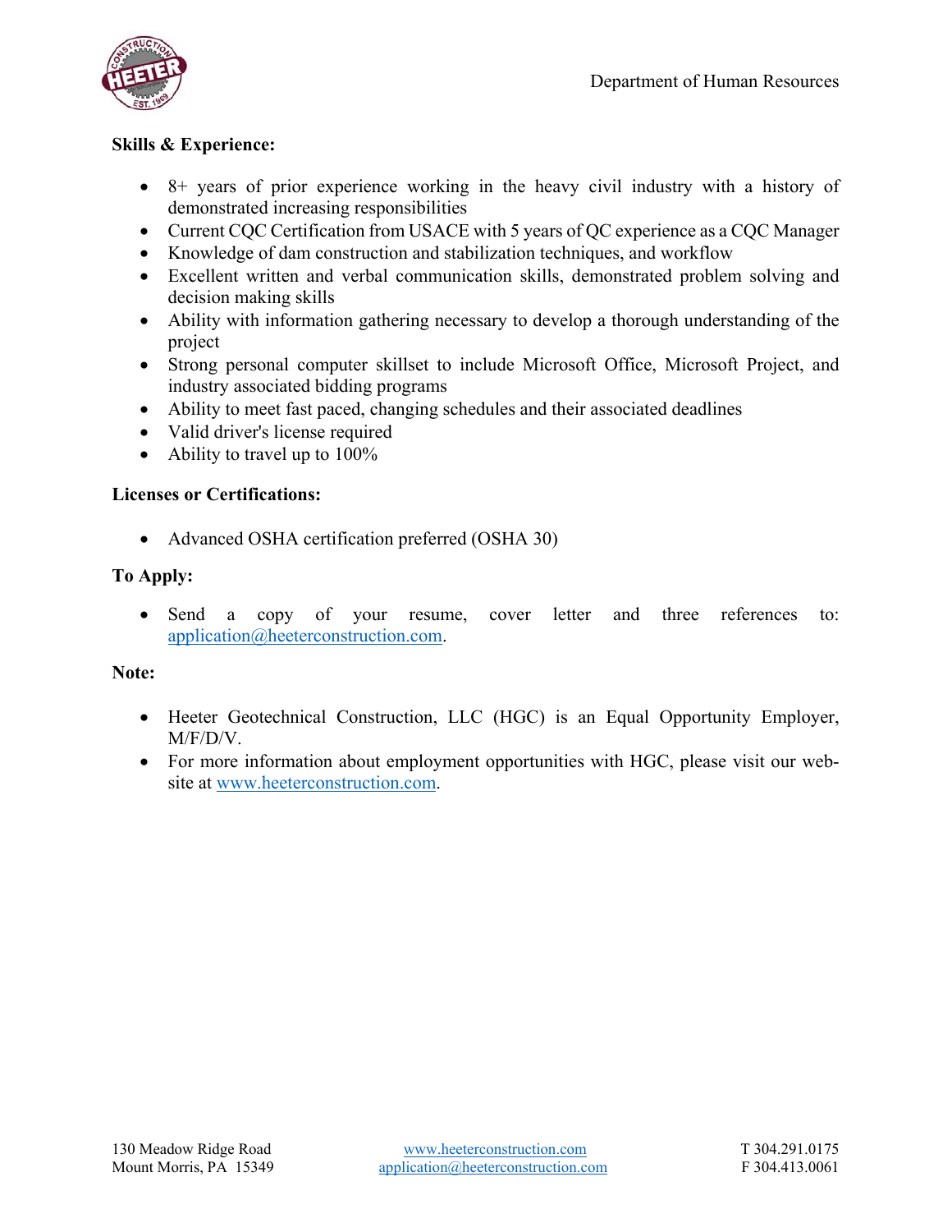**Skills & Experience:**

- 8+ years of prior experience working in the heavy civil industry with a history of demonstrated increasing responsibilities
- Current CQC Certification from USACE with 5 years of QC experience as a CQC Manager
- Knowledge of dam construction and stabilization techniques, and workflow
- Excellent written and verbal communication skills, demonstrated problem solving and decision making skills
- Ability with information gathering necessary to develop a thorough understanding of the project
- Strong personal computer skillset to include Microsoft Office, Microsoft Project, and industry associated bidding programs
- Ability to meet fast paced, changing schedules and their associated deadlines
- Valid driver's license required
- Ability to travel up to 100%

**Licenses or Certifications:**

- Advanced OSHA certification preferred (OSHA 30)

**To Apply:**

- Send a copy of your resume, cover letter and three references to: application@heeterconstruction.com.

**Note:**

- Heeter Geotechnical Construction, LLC (HGC) is an Equal Opportunity Employer, M/F/D/V.
- For more information about employment opportunities with HGC, please visit our website at www.heeterconstruction.com.